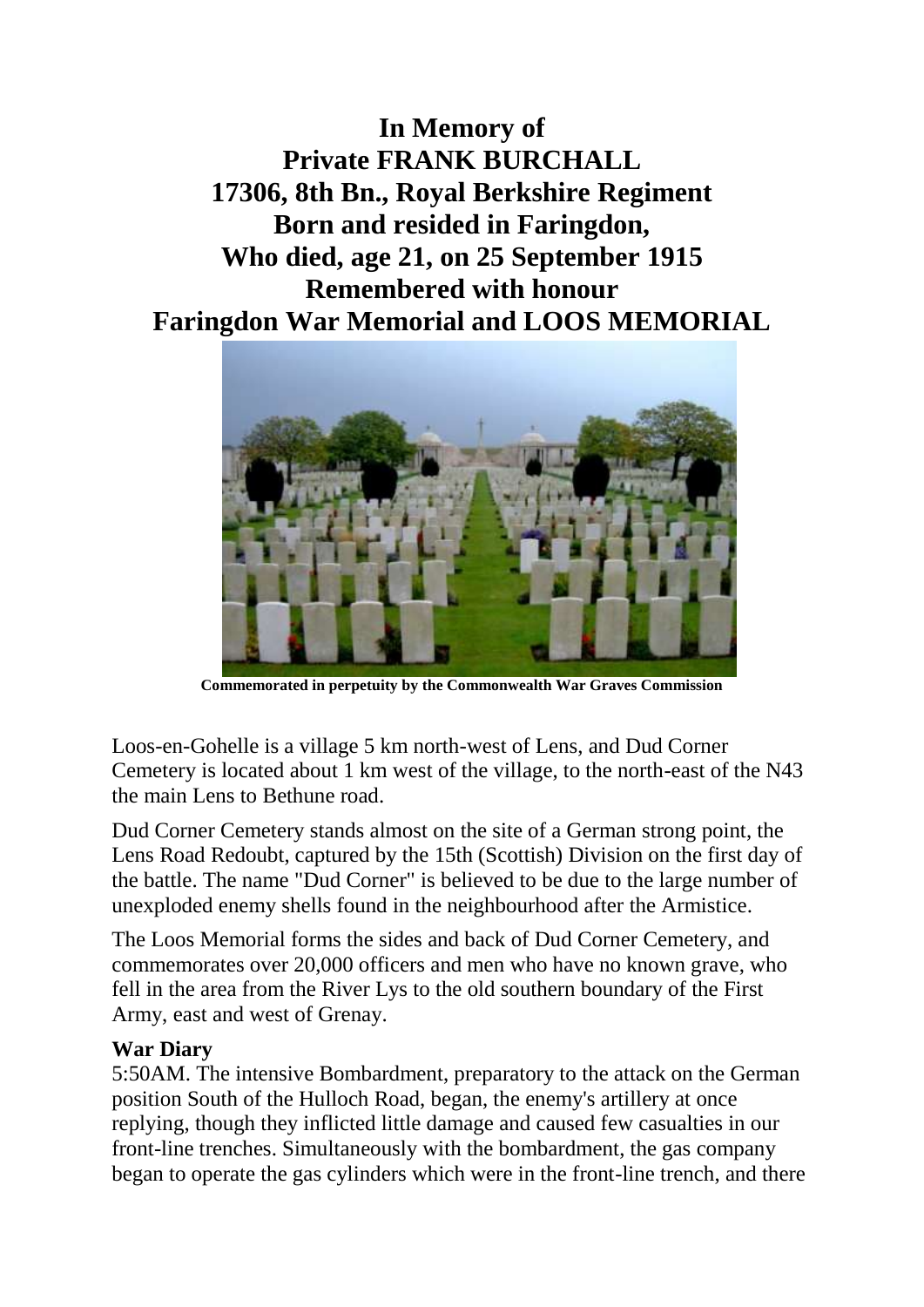# In Memory of
# Private FRANK BURCHALL
# 17306, 8th Bn., Royal Berkshire Regiment
# Born and resided in Faringdon,
# Who died, age 21, on 25 September 1915
# Remembered with honour
# Faringdon War Memorial and LOOS MEMORIAL

**Commemorated in perpetuity by the Commonwealth War Graves Commission**

Loos-en-Gohelle is a village 5 km north-west of Lens, and Dud Corner Cemetery is located about 1 km west of the village, to the north-east of the N43 the main Lens to Bethune road.

Dud Corner Cemetery stands almost on the site of a German strong point, the Lens Road Redoubt, captured by the 15th (Scottish) Division on the first day of the battle. The name "Dud Corner" is believed to be due to the large number of unexploded enemy shells found in the neighbourhood after the Armistice.

The Loos Memorial forms the sides and back of Dud Corner Cemetery, and commemorates over 20,000 officers and men who have no known grave, who fell in the area from the River Lys to the old southern boundary of the First Army, east and west of Grenay.

**War Diary**

5:50AM. The intensive Bombardment, preparatory to the attack on the German position South of the Hulloch Road, began, the enemy's artillery at once replying, though they inflicted little damage and caused few casualties in our front-line trenches. Simultaneously with the bombardment, the gas company began to operate the gas cylinders which were in the front-line trench, and there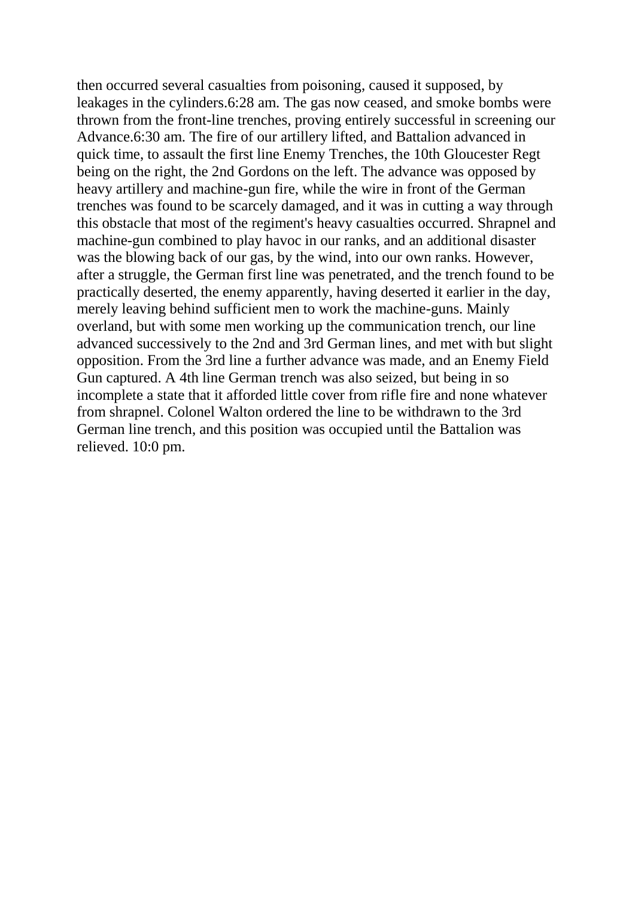then occurred several casualties from poisoning, caused it supposed, by leakages in the cylinders.6:28 am. The gas now ceased, and smoke bombs were thrown from the front-line trenches, proving entirely successful in screening our Advance.6:30 am. The fire of our artillery lifted, and Battalion advanced in quick time, to assault the first line Enemy Trenches, the 10th Gloucester Regt being on the right, the 2nd Gordons on the left. The advance was opposed by heavy artillery and machine-gun fire, while the wire in front of the German trenches was found to be scarcely damaged, and it was in cutting a way through this obstacle that most of the regiment's heavy casualties occurred. Shrapnel and machine-gun combined to play havoc in our ranks, and an additional disaster was the blowing back of our gas, by the wind, into our own ranks. However, after a struggle, the German first line was penetrated, and the trench found to be practically deserted, the enemy apparently, having deserted it earlier in the day, merely leaving behind sufficient men to work the machine-guns. Mainly overland, but with some men working up the communication trench, our line advanced successively to the 2nd and 3rd German lines, and met with but slight opposition. From the 3rd line a further advance was made, and an Enemy Field Gun captured. A 4th line German trench was also seized, but being in so incomplete a state that it afforded little cover from rifle fire and none whatever from shrapnel. Colonel Walton ordered the line to be withdrawn to the 3rd German line trench, and this position was occupied until the Battalion was relieved. 10:0 pm.